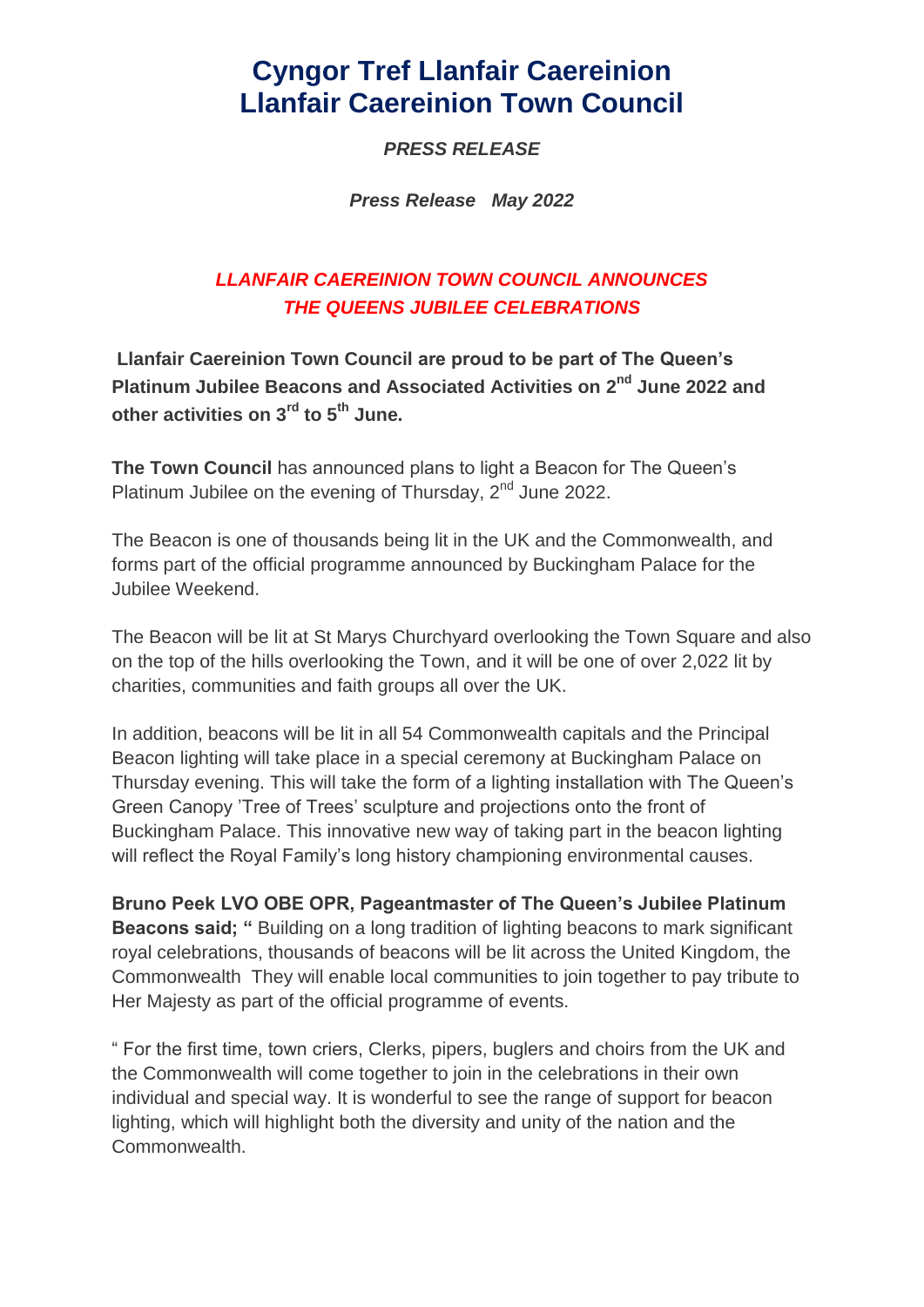# Cyngor Tref Llanfair Caereinion
# Llanfair Caereinion Town Council

***PRESS RELEASE***

***Press Release May 2022***

## *LLANFAIR CAEREINION TOWN COUNCIL ANNOUNCES THE QUEENS JUBILEE CELEBRATIONS*

**Llanfair Caereinion Town Council are proud to be part of The Queen's Platinum Jubilee Beacons and Associated Activities on 2nd June 2022 and other activities on 3rd to 5th June.**

**The Town Council** has announced plans to light a Beacon for The Queen's Platinum Jubilee on the evening of Thursday, 2nd June 2022.

The Beacon is one of thousands being lit in the UK and the Commonwealth, and forms part of the official programme announced by Buckingham Palace for the Jubilee Weekend.

The Beacon will be lit at St Marys Churchyard overlooking the Town Square and also on the top of the hills overlooking the Town, and it will be one of over 2,022 lit by charities, communities and faith groups all over the UK.

In addition, beacons will be lit in all 54 Commonwealth capitals and the Principal Beacon lighting will take place in a special ceremony at Buckingham Palace on Thursday evening. This will take the form of a lighting installation with The Queen's Green Canopy 'Tree of Trees' sculpture and projections onto the front of Buckingham Palace. This innovative new way of taking part in the beacon lighting will reflect the Royal Family's long history championing environmental causes.

**Bruno Peek LVO OBE OPR, Pageantmaster of The Queen's Jubilee Platinum Beacons said; "** Building on a long tradition of lighting beacons to mark significant royal celebrations, thousands of beacons will be lit across the United Kingdom, the Commonwealth They will enable local communities to join together to pay tribute to Her Majesty as part of the official programme of events.

" For the first time, town criers, Clerks, pipers, buglers and choirs from the UK and the Commonwealth will come together to join in the celebrations in their own individual and special way. It is wonderful to see the range of support for beacon lighting, which will highlight both the diversity and unity of the nation and the Commonwealth.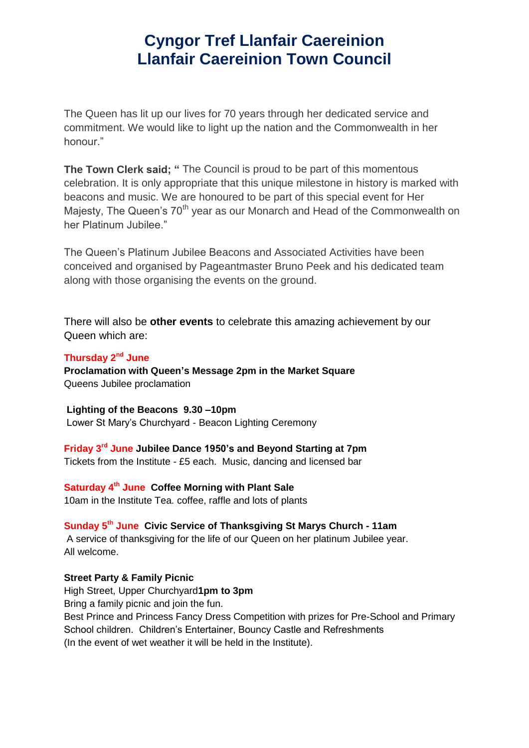# Cyngor Tref Llanfair Caereinion
# Llanfair Caereinion Town Council

The Queen has lit up our lives for 70 years through her dedicated service and commitment. We would like to light up the nation and the Commonwealth in her honour."

**The Town Clerk said; "** The Council is proud to be part of this momentous celebration. It is only appropriate that this unique milestone in history is marked with beacons and music. We are honoured to be part of this special event for Her Majesty, The Queen's 70th year as our Monarch and Head of the Commonwealth on her Platinum Jubilee."

The Queen's Platinum Jubilee Beacons and Associated Activities have been conceived and organised by Pageantmaster Bruno Peek and his dedicated team along with those organising the events on the ground.

There will also be **other events** to celebrate this amazing achievement by our Queen which are:

**Thursday 2nd June**
**Proclamation with Queen's Message 2pm in the Market Square**
Queens Jubilee proclamation

**Lighting of the Beacons 9.30 –10pm**
Lower St Mary's Churchyard - Beacon Lighting Ceremony

**Friday 3rd June** **Jubilee Dance 1950's and Beyond Starting at 7pm**
Tickets from the Institute - £5 each. Music, dancing and licensed bar

**Saturday 4th June** **Coffee Morning with Plant Sale**
10am in the Institute Tea. coffee, raffle and lots of plants

**Sunday 5th June** **Civic Service of Thanksgiving St Marys Church - 11am**
A service of thanksgiving for the life of our Queen on her platinum Jubilee year.
All welcome.

**Street Party & Family Picnic**
High Street, Upper Churchyard **1pm to 3pm**
Bring a family picnic and join the fun.
Best Prince and Princess Fancy Dress Competition with prizes for Pre-School and Primary School children. Children's Entertainer, Bouncy Castle and Refreshments
(In the event of wet weather it will be held in the Institute).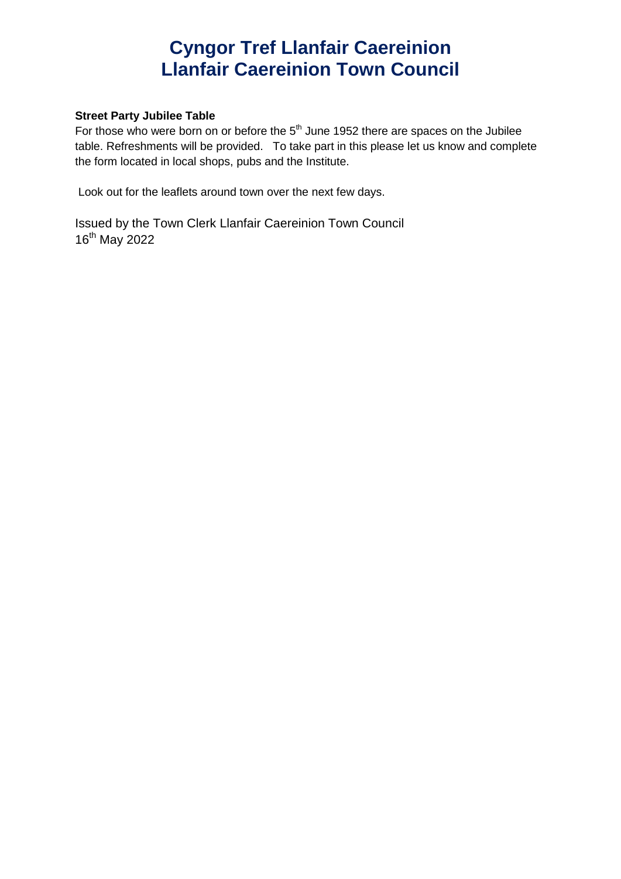# Cyngor Tref Llanfair Caereinion
# Llanfair Caereinion Town Council

**Street Party Jubilee Table**

For those who were born on or before the 5th June 1952 there are spaces on the Jubilee table. Refreshments will be provided. To take part in this please let us know and complete the form located in local shops, pubs and the Institute.

Look out for the leaflets around town over the next few days.

Issued by the Town Clerk Llanfair Caereinion Town Council
16th May 2022